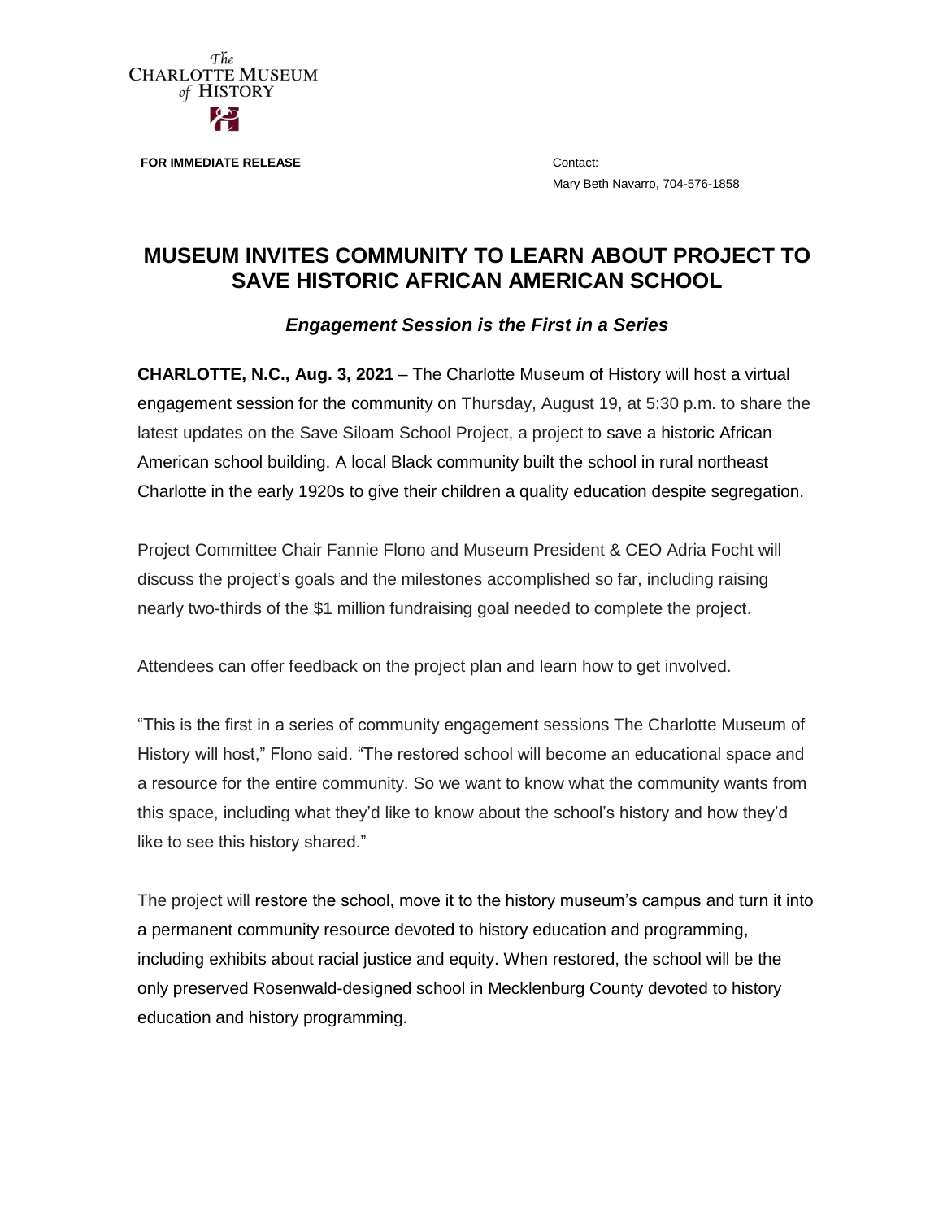The Charlotte Museum of History

**FOR IMMEDIATE RELEASE**

Contact:
Mary Beth Navarro, 704-576-1858

# MUSEUM INVITES COMMUNITY TO LEARN ABOUT PROJECT TO SAVE HISTORIC AFRICAN AMERICAN SCHOOL

### *Engagement Session is the First in a Series*

**CHARLOTTE, N.C., Aug. 3, 2021** – The Charlotte Museum of History will host a virtual engagement session for the community on Thursday, August 19, at 5:30 p.m. to share the latest updates on the Save Siloam School Project, a project to save a historic African American school building. A local Black community built the school in rural northeast Charlotte in the early 1920s to give their children a quality education despite segregation.

Project Committee Chair Fannie Flono and Museum President & CEO Adria Focht will discuss the project's goals and the milestones accomplished so far, including raising nearly two-thirds of the $1 million fundraising goal needed to complete the project.

Attendees can offer feedback on the project plan and learn how to get involved.

"This is the first in a series of community engagement sessions The Charlotte Museum of History will host," Flono said. "The restored school will become an educational space and a resource for the entire community. So we want to know what the community wants from this space, including what they'd like to know about the school's history and how they'd like to see this history shared."

The project will restore the school, move it to the history museum's campus and turn it into a permanent community resource devoted to history education and programming, including exhibits about racial justice and equity. When restored, the school will be the only preserved Rosenwald-designed school in Mecklenburg County devoted to history education and history programming.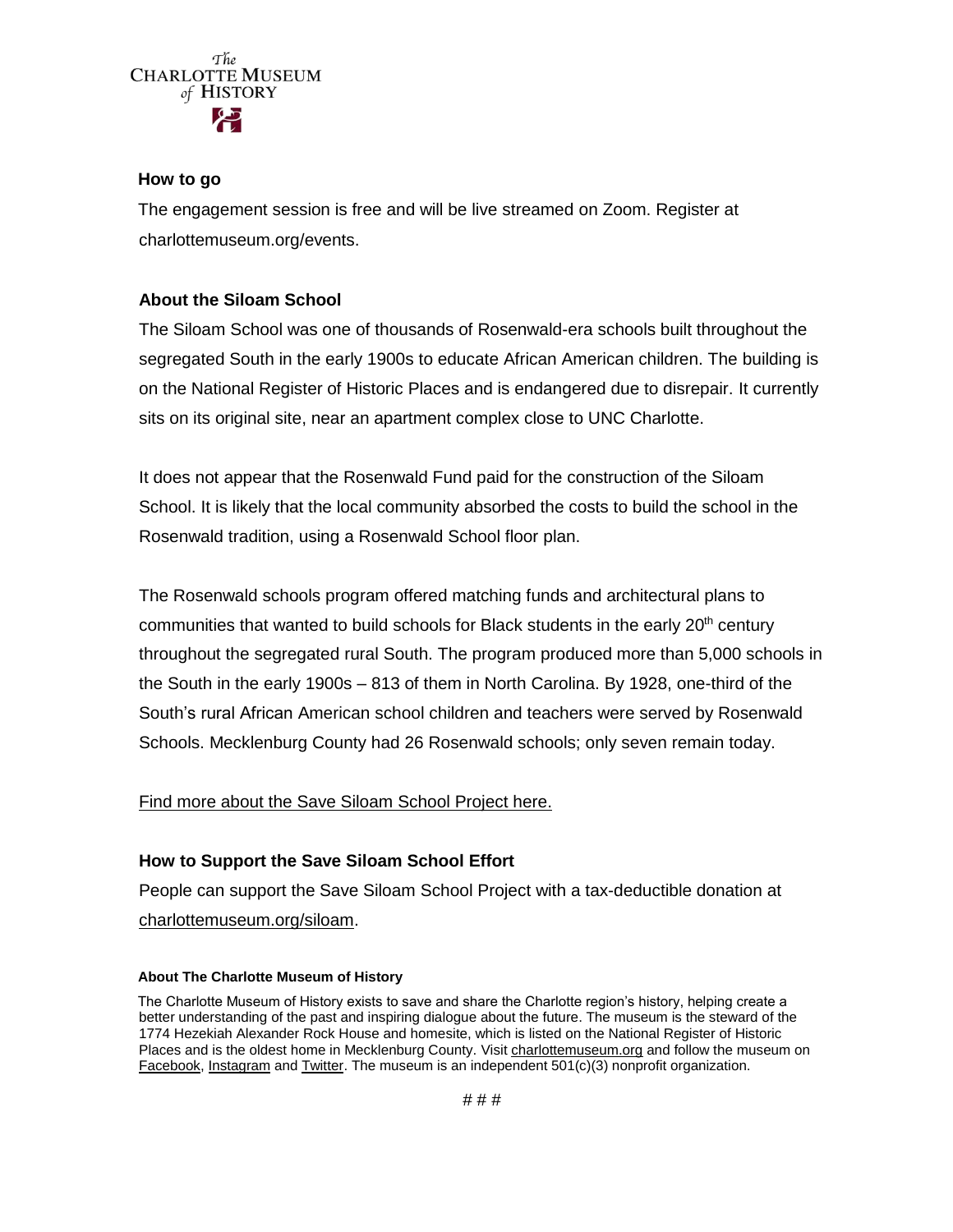## How to go

The engagement session is free and will be live streamed on Zoom. Register at charlottemuseum.org/events.

## About the Siloam School

The Siloam School was one of thousands of Rosenwald-era schools built throughout the segregated South in the early 1900s to educate African American children. The building is on the National Register of Historic Places and is endangered due to disrepair. It currently sits on its original site, near an apartment complex close to UNC Charlotte.

It does not appear that the Rosenwald Fund paid for the construction of the Siloam School. It is likely that the local community absorbed the costs to build the school in the Rosenwald tradition, using a Rosenwald School floor plan.

The Rosenwald schools program offered matching funds and architectural plans to communities that wanted to build schools for Black students in the early 20th century throughout the segregated rural South. The program produced more than 5,000 schools in the South in the early 1900s – 813 of them in North Carolina. By 1928, one-third of the South's rural African American school children and teachers were served by Rosenwald Schools. Mecklenburg County had 26 Rosenwald schools; only seven remain today.

Find more about the Save Siloam School Project here.

## How to Support the Save Siloam School Effort

People can support the Save Siloam School Project with a tax-deductible donation at charlottemuseum.org/siloam.

### About The Charlotte Museum of History

The Charlotte Museum of History exists to save and share the Charlotte region's history, helping create a better understanding of the past and inspiring dialogue about the future. The museum is the steward of the 1774 Hezekiah Alexander Rock House and homesite, which is listed on the National Register of Historic Places and is the oldest home in Mecklenburg County. Visit charlottemuseum.org and follow the museum on Facebook, Instagram and Twitter. The museum is an independent 501(c)(3) nonprofit organization.

# # #